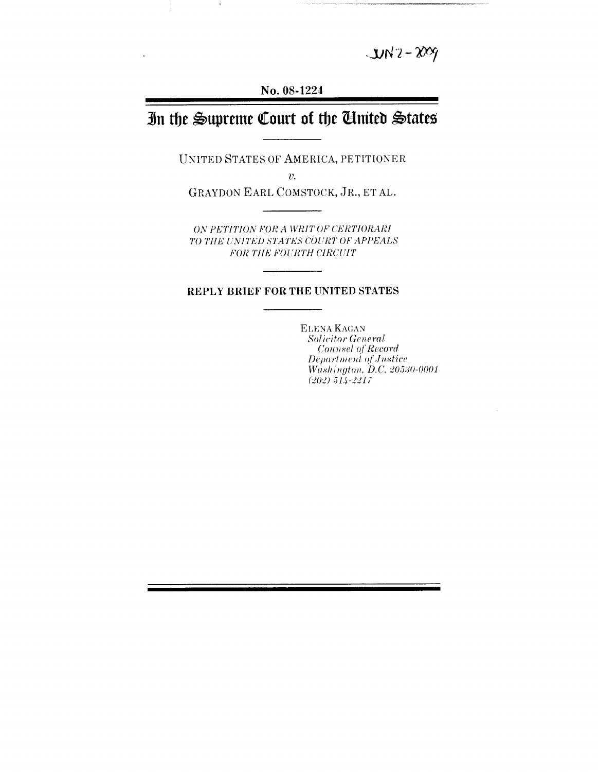JUN 2 - 2009

No. 08-1224

# In the Supreme Court of the United States

UNITED STATES OF AMERICA, PETITIONER

*v.*

GRAYDON EARL COMSTOCK, JR., ET AL.

*ON PETITION FOR A WRIT OF CERTIORARI TO THE UNITED STATES COURT OF APPEALS FOR THE FOURTH CIRCUIT*

## REPLY BRIEF FOR THE UNITED STATES

ELENA KAGAN
*Solicitor General*
*Counsel of Record*
*Department of Justice*
*Washington, D.C. 20530-0001*
*(202) 514-2217*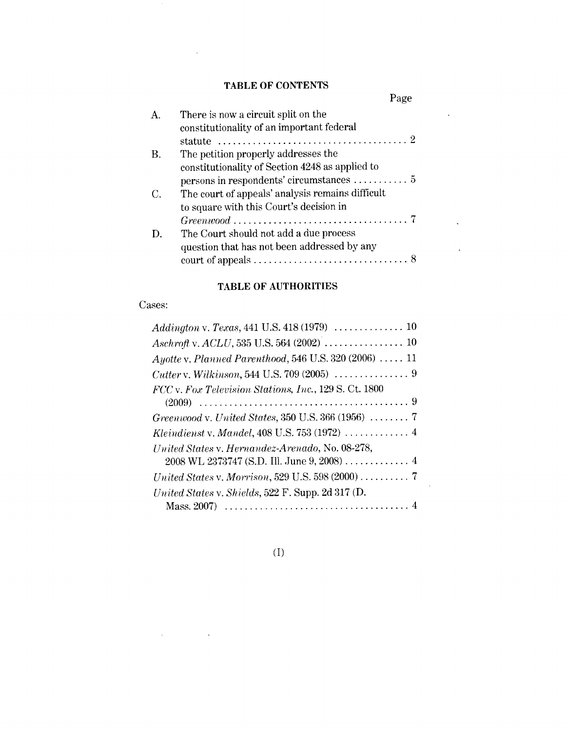## TABLE OF CONTENTS

| | | Page |
|---|---|---|
| A. | There is now a circuit split on the constitutionality of an important federal statute | 2 |
| B. | The petition properly addresses the constitutionality of Section 4248 as applied to persons in respondents' circumstances | 5 |
| C. | The court of appeals' analysis remains difficult to square with this Court's decision in *Greenwood* | 7 |
| D. | The Court should not add a due process question that has not been addressed by any court of appeals | 8 |

## TABLE OF AUTHORITIES

Cases:

| | |
|---|---|
| *Addington* v. *Texas*, 441 U.S. 418 (1979) | 10 |
| *Aschroft* v. *ACLU*, 535 U.S. 564 (2002) | 10 |
| *Ayotte* v. *Planned Parenthood*, 546 U.S. 320 (2006) | 11 |
| *Cutter* v. *Wilkinson*, 544 U.S. 709 (2005) | 9 |
| *FCC* v. *Fox Television Stations, Inc.*, 129 S. Ct. 1800 (2009) | 9 |
| *Greenwood* v. *United States*, 350 U.S. 366 (1956) | 7 |
| *Kleindienst* v. *Mandel*, 408 U.S. 753 (1972) | 4 |
| *United States* v. *Hernandez-Arenado*, No. 08-278, 2008 WL 2373747 (S.D. Ill. June 9, 2008) | 4 |
| *United States* v. *Morrison*, 529 U.S. 598 (2000) | 7 |
| *United States* v. *Shields*, 522 F. Supp. 2d 317 (D. Mass. 2007) | 4 |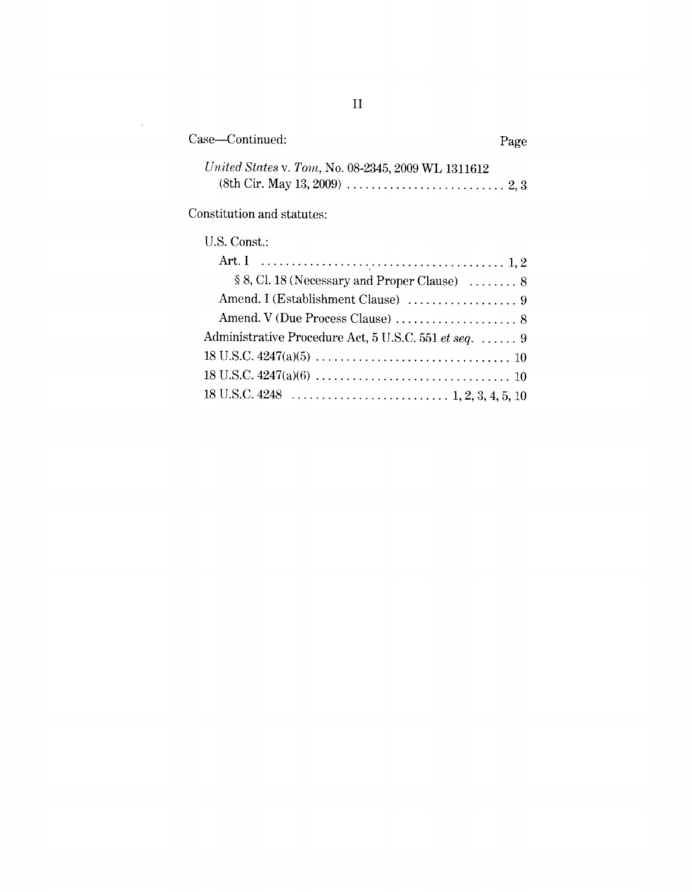Case—Continued: Page

*United States* v. *Tom*, No. 08-2345, 2009 WL 1311612 (8th Cir. May 13, 2009) . . . . . . . . . . . . . . . . . . . . . . . . . . 2, 3

Constitution and statutes:

U.S. Const.:

Art. I . . . . . . . . . . . . . . . . . . . . . . . . . . . . . . . . . . . . . . . . . 1, 2

§ 8, Cl. 18 (Necessary and Proper Clause) . . . . . . . . 8

Amend. I (Establishment Clause) . . . . . . . . . . . . . . . . . . 9

Amend. V (Due Process Clause) . . . . . . . . . . . . . . . . . . . . 8

Administrative Procedure Act, 5 U.S.C. 551 *et seq.* . . . . . . 9

18 U.S.C. 4247(a)(5) . . . . . . . . . . . . . . . . . . . . . . . . . . . . . . . . 10

18 U.S.C. 4247(a)(6) . . . . . . . . . . . . . . . . . . . . . . . . . . . . . . . . 10

18 U.S.C. 4248 . . . . . . . . . . . . . . . . . . . . . . . . . . 1, 2, 3, 4, 5, 10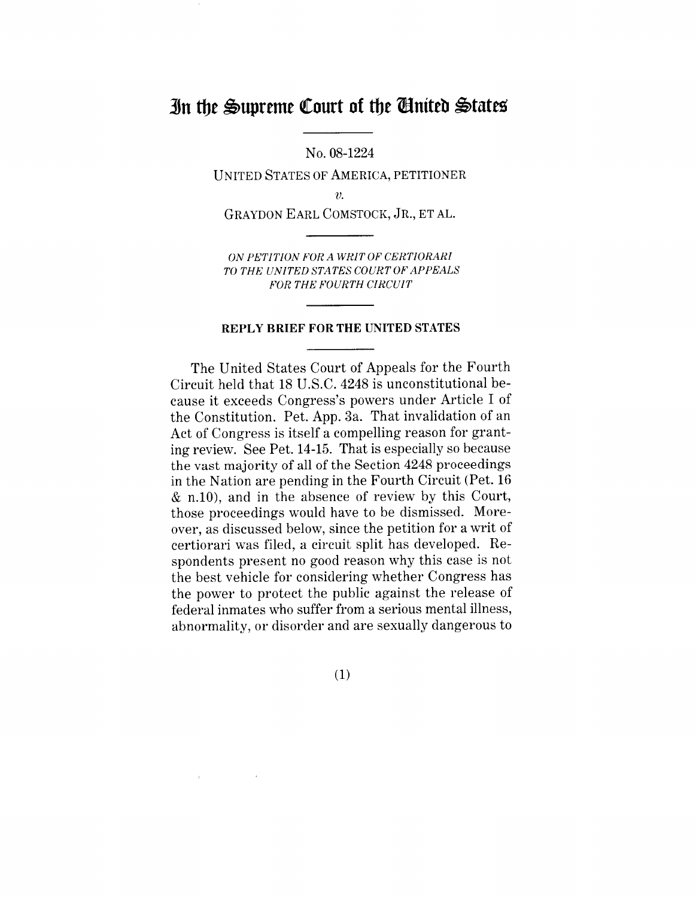# In the Supreme Court of the United States

No. 08-1224

UNITED STATES OF AMERICA, PETITIONER

*v.*

GRAYDON EARL COMSTOCK, JR., ET AL.

*ON PETITION FOR A WRIT OF CERTIORARI TO THE UNITED STATES COURT OF APPEALS FOR THE FOURTH CIRCUIT*

## REPLY BRIEF FOR THE UNITED STATES

The United States Court of Appeals for the Fourth Circuit held that 18 U.S.C. 4248 is unconstitutional because it exceeds Congress's powers under Article I of the Constitution. Pet. App. 3a. That invalidation of an Act of Congress is itself a compelling reason for granting review. See Pet. 14-15. That is especially so because the vast majority of all of the Section 4248 proceedings in the Nation are pending in the Fourth Circuit (Pet. 16 & n.10), and in the absence of review by this Court, those proceedings would have to be dismissed. Moreover, as discussed below, since the petition for a writ of certiorari was filed, a circuit split has developed. Respondents present no good reason why this case is not the best vehicle for considering whether Congress has the power to protect the public against the release of federal inmates who suffer from a serious mental illness, abnormality, or disorder and are sexually dangerous to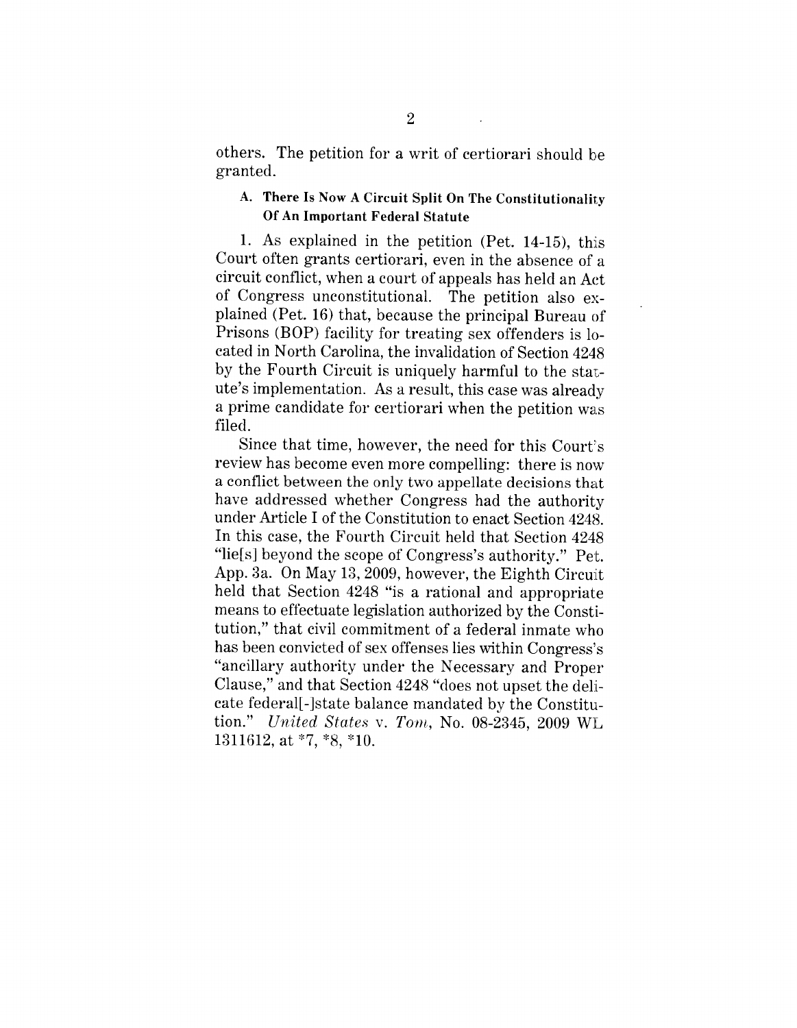others. The petition for a writ of certiorari should be granted.

### A. There Is Now A Circuit Split On The Constitutionality Of An Important Federal Statute

1. As explained in the petition (Pet. 14-15), this Court often grants certiorari, even in the absence of a circuit conflict, when a court of appeals has held an Act of Congress unconstitutional. The petition also explained (Pet. 16) that, because the principal Bureau of Prisons (BOP) facility for treating sex offenders is located in North Carolina, the invalidation of Section 4248 by the Fourth Circuit is uniquely harmful to the statute's implementation. As a result, this case was already a prime candidate for certiorari when the petition was filed.

Since that time, however, the need for this Court's review has become even more compelling: there is now a conflict between the only two appellate decisions that have addressed whether Congress had the authority under Article I of the Constitution to enact Section 4248. In this case, the Fourth Circuit held that Section 4248 "lie[s] beyond the scope of Congress's authority." Pet. App. 3a. On May 13, 2009, however, the Eighth Circuit held that Section 4248 "is a rational and appropriate means to effectuate legislation authorized by the Constitution," that civil commitment of a federal inmate who has been convicted of sex offenses lies within Congress's "ancillary authority under the Necessary and Proper Clause," and that Section 4248 "does not upset the delicate federal[-]state balance mandated by the Constitution." *United States* v. *Tom*, No. 08-2345, 2009 WL 1311612, at *7, *8, *10.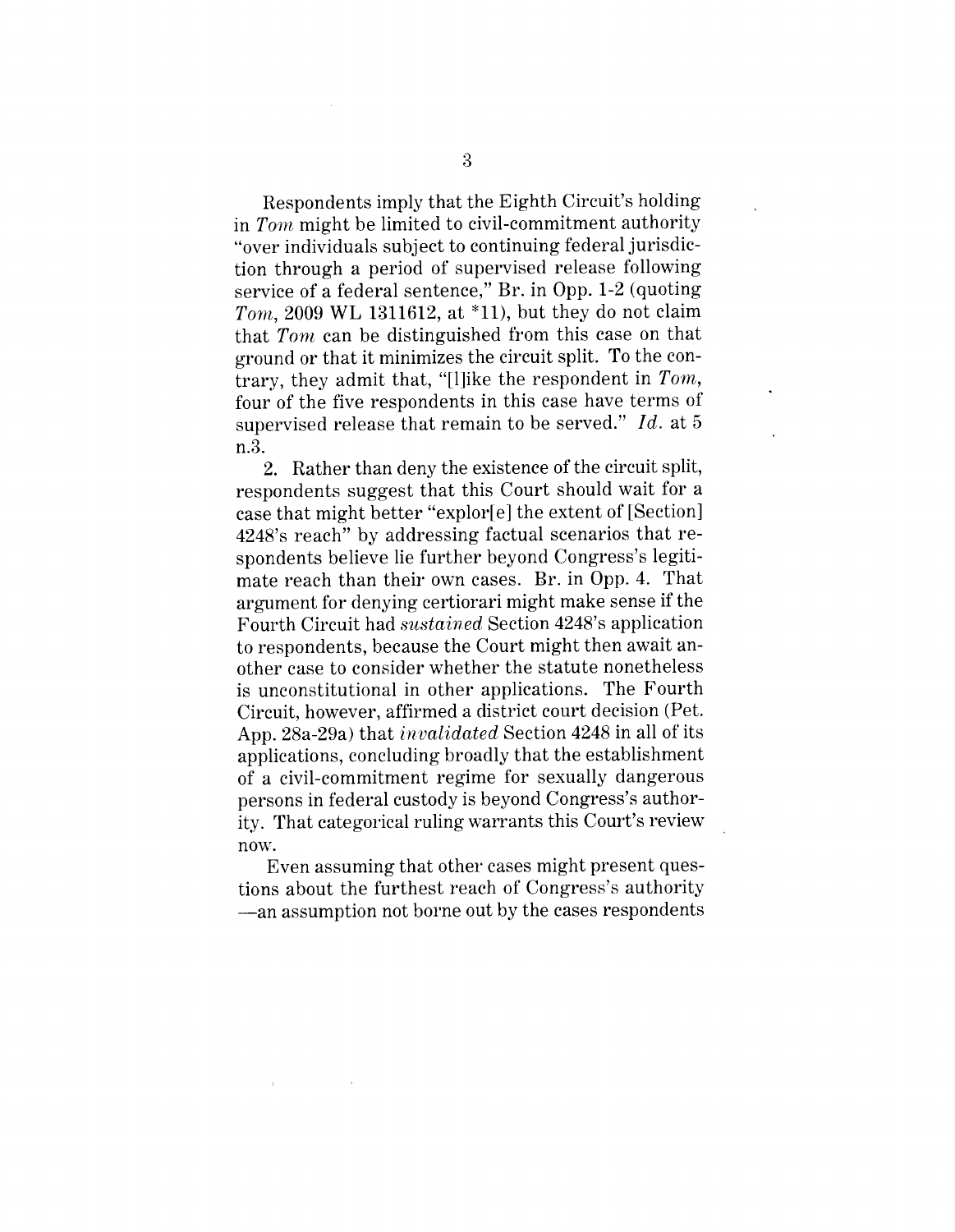Respondents imply that the Eighth Circuit's holding in *Tom* might be limited to civil-commitment authority "over individuals subject to continuing federal jurisdiction through a period of supervised release following service of a federal sentence," Br. in Opp. 1-2 (quoting *Tom*, 2009 WL 1311612, at *11), but they do not claim that *Tom* can be distinguished from this case on that ground or that it minimizes the circuit split. To the contrary, they admit that, "[l]ike the respondent in *Tom*, four of the five respondents in this case have terms of supervised release that remain to be served." *Id.* at 5 n.3.

2. Rather than deny the existence of the circuit split, respondents suggest that this Court should wait for a case that might better "explor[e] the extent of [Section] 4248's reach" by addressing factual scenarios that respondents believe lie further beyond Congress's legitimate reach than their own cases. Br. in Opp. 4. That argument for denying certiorari might make sense if the Fourth Circuit had *sustained* Section 4248's application to respondents, because the Court might then await another case to consider whether the statute nonetheless is unconstitutional in other applications. The Fourth Circuit, however, affirmed a district court decision (Pet. App. 28a-29a) that *invalidated* Section 4248 in all of its applications, concluding broadly that the establishment of a civil-commitment regime for sexually dangerous persons in federal custody is beyond Congress's authority. That categorical ruling warrants this Court's review now.

Even assuming that other cases might present questions about the furthest reach of Congress's authority —an assumption not borne out by the cases respondents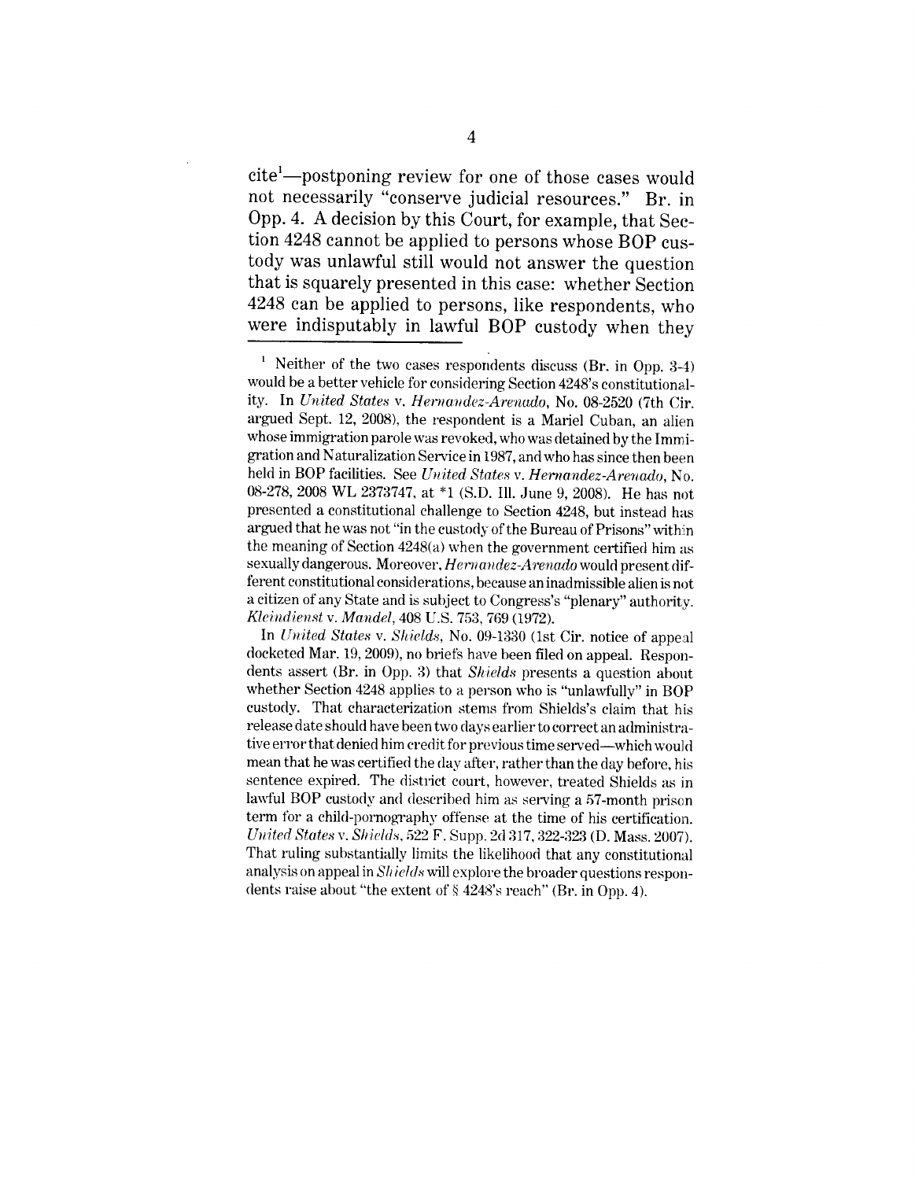cite[1]—postponing review for one of those cases would not necessarily "conserve judicial resources." Br. in Opp. 4. A decision by this Court, for example, that Section 4248 cannot be applied to persons whose BOP custody was unlawful still would not answer the question that is squarely presented in this case: whether Section 4248 can be applied to persons, like respondents, who were indisputably in lawful BOP custody when they

[1] Neither of the two cases respondents discuss (Br. in Opp. 3-4) would be a better vehicle for considering Section 4248's constitutionality. In *United States* v. *Hernandez-Arenado*, No. 08-2520 (7th Cir. argued Sept. 12, 2008), the respondent is a Mariel Cuban, an alien whose immigration parole was revoked, who was detained by the Immigration and Naturalization Service in 1987, and who has since then been held in BOP facilities. See *United States* v. *Hernandez-Arenado*, No. 08-278, 2008 WL 2373747, at *1 (S.D. Ill. June 9, 2008). He has not presented a constitutional challenge to Section 4248, but instead has argued that he was not "in the custody of the Bureau of Prisons" within the meaning of Section 4248(a) when the government certified him as sexually dangerous. Moreover, *Hernandez-Arenado* would present different constitutional considerations, because an inadmissible alien is not a citizen of any State and is subject to Congress's "plenary" authority. *Kleindienst* v. *Mandel*, 408 U.S. 753, 769 (1972).

In *United States* v. *Shields*, No. 09-1330 (1st Cir. notice of appeal docketed Mar. 19, 2009), no briefs have been filed on appeal. Respondents assert (Br. in Opp. 3) that *Shields* presents a question about whether Section 4248 applies to a person who is "unlawfully" in BOP custody. That characterization stems from Shields's claim that his release date should have been two days earlier to correct an administrative error that denied him credit for previous time served—which would mean that he was certified the day after, rather than the day before, his sentence expired. The district court, however, treated Shields as in lawful BOP custody and described him as serving a 57-month prison term for a child-pornography offense at the time of his certification. *United States* v. *Shields*, 522 F. Supp. 2d 317, 322-323 (D. Mass. 2007). That ruling substantially limits the likelihood that any constitutional analysis on appeal in *Shields* will explore the broader questions respondents raise about "the extent of § 4248's reach" (Br. in Opp. 4).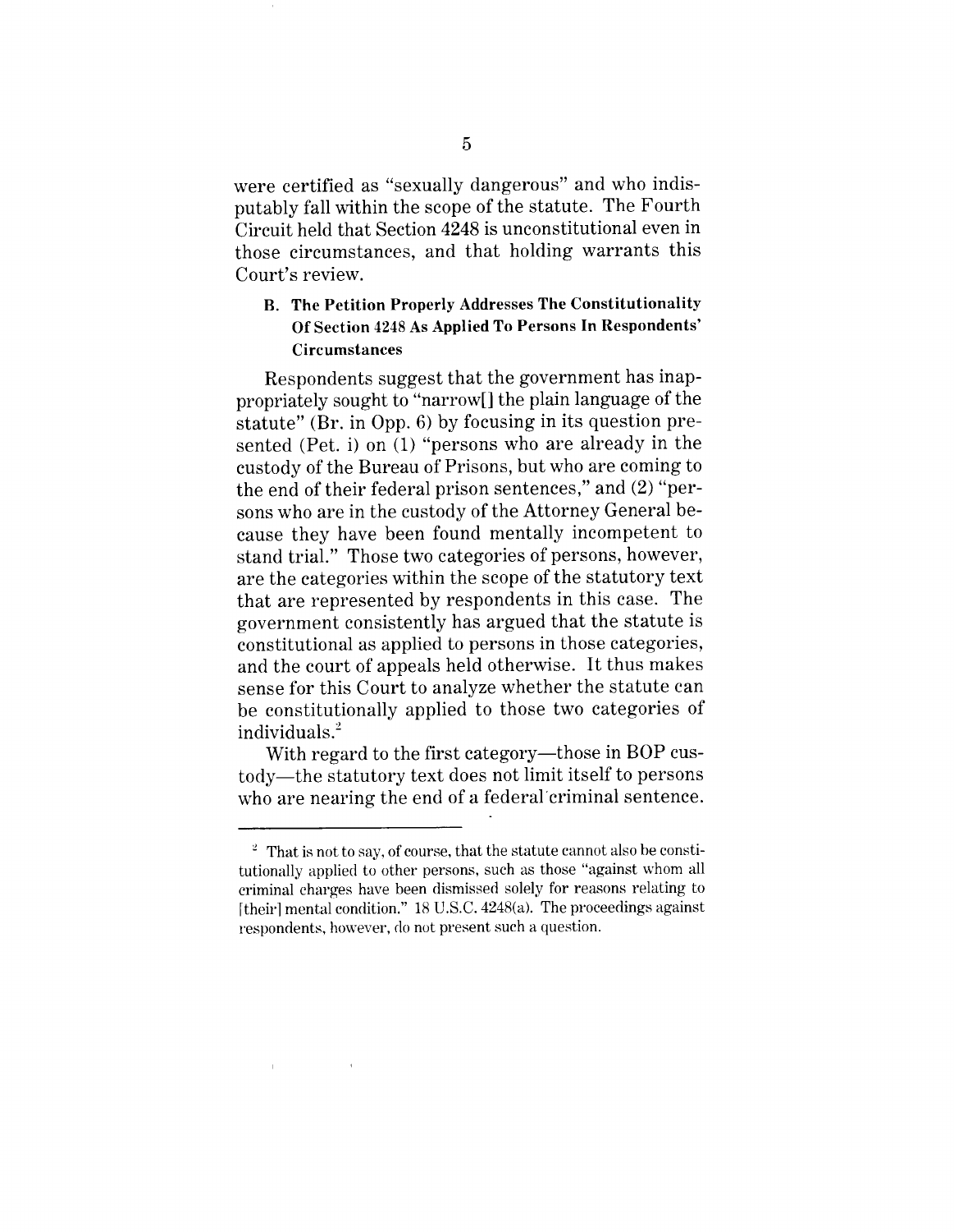were certified as "sexually dangerous" and who indisputably fall within the scope of the statute. The Fourth Circuit held that Section 4248 is unconstitutional even in those circumstances, and that holding warrants this Court's review.

### B. The Petition Properly Addresses The Constitutionality Of Section 4248 As Applied To Persons In Respondents' Circumstances

Respondents suggest that the government has inappropriately sought to "narrow[] the plain language of the statute" (Br. in Opp. 6) by focusing in its question presented (Pet. i) on (1) "persons who are already in the custody of the Bureau of Prisons, but who are coming to the end of their federal prison sentences," and (2) "persons who are in the custody of the Attorney General because they have been found mentally incompetent to stand trial." Those two categories of persons, however, are the categories within the scope of the statutory text that are represented by respondents in this case. The government consistently has argued that the statute is constitutional as applied to persons in those categories, and the court of appeals held otherwise. It thus makes sense for this Court to analyze whether the statute can be constitutionally applied to those two categories of individuals.[2]

With regard to the first category—those in BOP custody—the statutory text does not limit itself to persons who are nearing the end of a federal criminal sentence.

---

[2] That is not to say, of course, that the statute cannot also be constitutionally applied to other persons, such as those "against whom all criminal charges have been dismissed solely for reasons relating to [their] mental condition." 18 U.S.C. 4248(a). The proceedings against respondents, however, do not present such a question.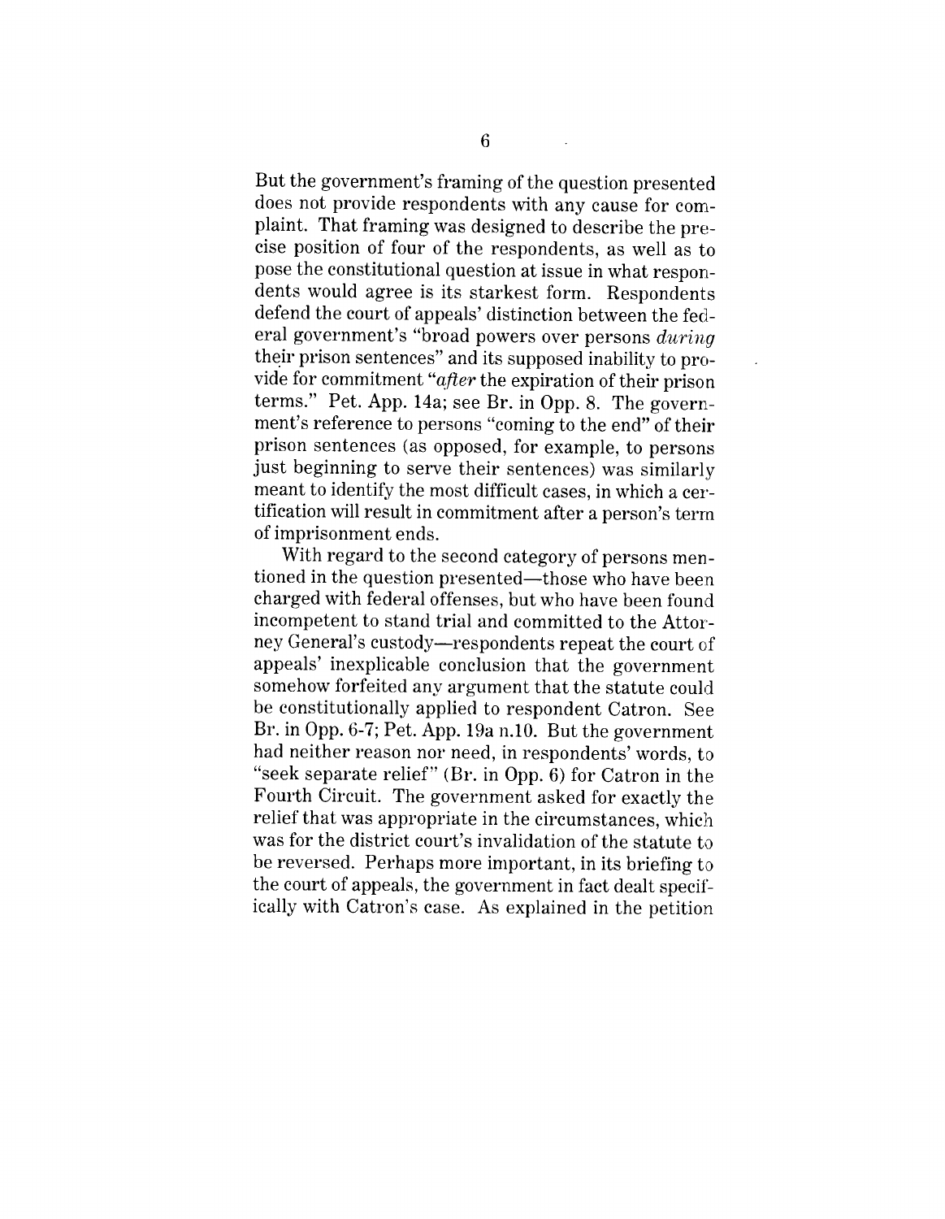But the government's framing of the question presented does not provide respondents with any cause for complaint. That framing was designed to describe the precise position of four of the respondents, as well as to pose the constitutional question at issue in what respondents would agree is its starkest form. Respondents defend the court of appeals' distinction between the federal government's "broad powers over persons *during* their prison sentences" and its supposed inability to provide for commitment "*after* the expiration of their prison terms." Pet. App. 14a; see Br. in Opp. 8. The government's reference to persons "coming to the end" of their prison sentences (as opposed, for example, to persons just beginning to serve their sentences) was similarly meant to identify the most difficult cases, in which a certification will result in commitment after a person's term of imprisonment ends.

With regard to the second category of persons mentioned in the question presented—those who have been charged with federal offenses, but who have been found incompetent to stand trial and committed to the Attorney General's custody—respondents repeat the court of appeals' inexplicable conclusion that the government somehow forfeited any argument that the statute could be constitutionally applied to respondent Catron. See Br. in Opp. 6-7; Pet. App. 19a n.10. But the government had neither reason nor need, in respondents' words, to "seek separate relief" (Br. in Opp. 6) for Catron in the Fourth Circuit. The government asked for exactly the relief that was appropriate in the circumstances, which was for the district court's invalidation of the statute to be reversed. Perhaps more important, in its briefing to the court of appeals, the government in fact dealt specifically with Catron's case. As explained in the petition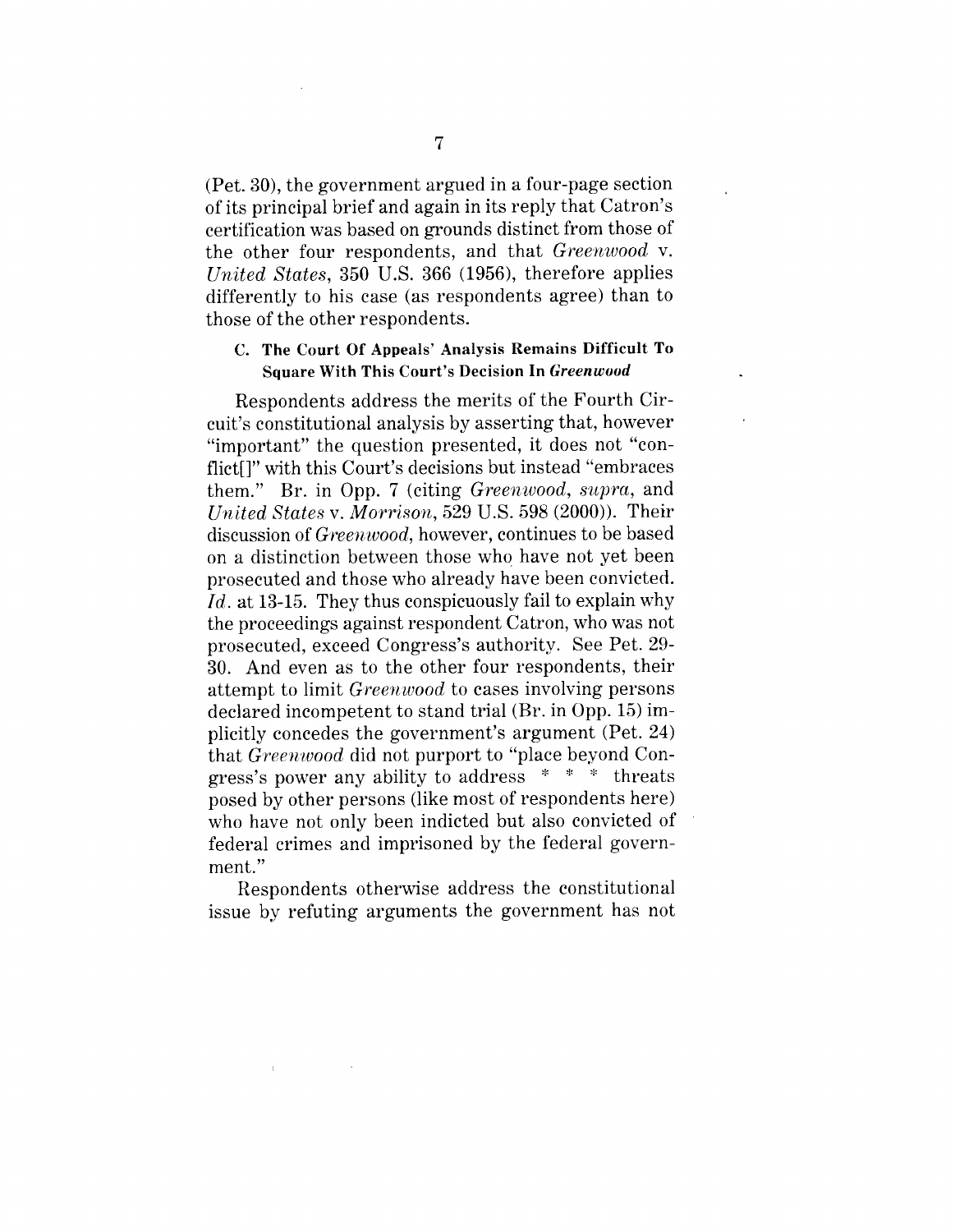(Pet. 30), the government argued in a four-page section of its principal brief and again in its reply that Catron's certification was based on grounds distinct from those of the other four respondents, and that *Greenwood* v. *United States*, 350 U.S. 366 (1956), therefore applies differently to his case (as respondents agree) than to those of the other respondents.

### C. The Court Of Appeals' Analysis Remains Difficult To Square With This Court's Decision In *Greenwood*

Respondents address the merits of the Fourth Circuit's constitutional analysis by asserting that, however "important" the question presented, it does not "conflict[]" with this Court's decisions but instead "embraces them." Br. in Opp. 7 (citing *Greenwood*, *supra*, and *United States* v. *Morrison*, 529 U.S. 598 (2000)). Their discussion of *Greenwood*, however, continues to be based on a distinction between those who have not yet been prosecuted and those who already have been convicted. *Id.* at 13-15. They thus conspicuously fail to explain why the proceedings against respondent Catron, who was not prosecuted, exceed Congress's authority. See Pet. 29-30. And even as to the other four respondents, their attempt to limit *Greenwood* to cases involving persons declared incompetent to stand trial (Br. in Opp. 15) implicitly concedes the government's argument (Pet. 24) that *Greenwood* did not purport to "place beyond Congress's power any ability to address * * * threats posed by other persons (like most of respondents here) who have not only been indicted but also convicted of federal crimes and imprisoned by the federal government."

Respondents otherwise address the constitutional issue by refuting arguments the government has not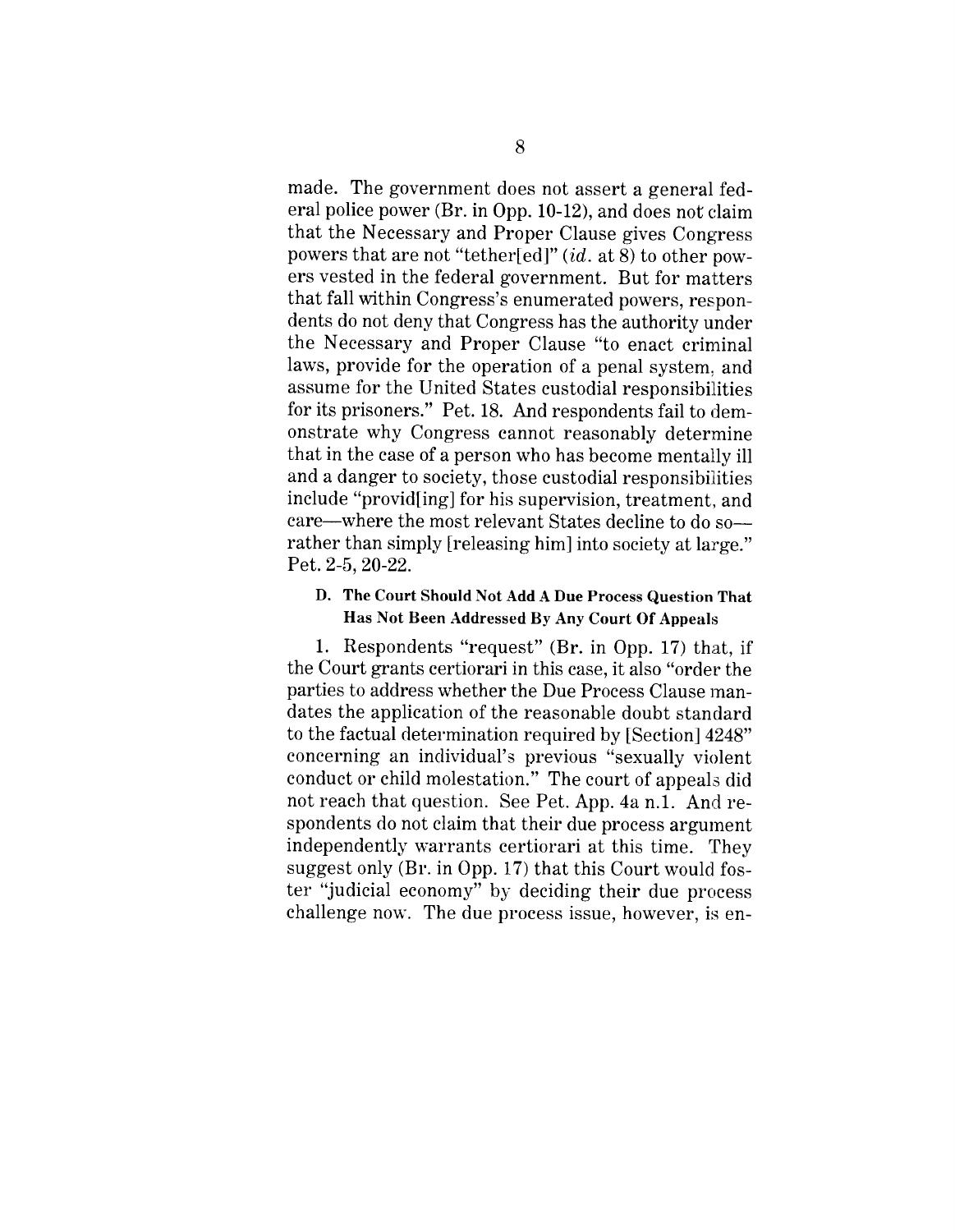made. The government does not assert a general federal police power (Br. in Opp. 10-12), and does not claim that the Necessary and Proper Clause gives Congress powers that are not "tether[ed]" (*id.* at 8) to other powers vested in the federal government. But for matters that fall within Congress's enumerated powers, respondents do not deny that Congress has the authority under the Necessary and Proper Clause "to enact criminal laws, provide for the operation of a penal system, and assume for the United States custodial responsibilities for its prisoners." Pet. 18. And respondents fail to demonstrate why Congress cannot reasonably determine that in the case of a person who has become mentally ill and a danger to society, those custodial responsibilities include "provid[ing] for his supervision, treatment, and care—where the most relevant States decline to do so—rather than simply [releasing him] into society at large." Pet. 2-5, 20-22.

### D. The Court Should Not Add A Due Process Question That Has Not Been Addressed By Any Court Of Appeals

1. Respondents "request" (Br. in Opp. 17) that, if the Court grants certiorari in this case, it also "order the parties to address whether the Due Process Clause mandates the application of the reasonable doubt standard to the factual determination required by [Section] 4248" concerning an individual's previous "sexually violent conduct or child molestation." The court of appeals did not reach that question. See Pet. App. 4a n.1. And respondents do not claim that their due process argument independently warrants certiorari at this time. They suggest only (Br. in Opp. 17) that this Court would foster "judicial economy" by deciding their due process challenge now. The due process issue, however, is en-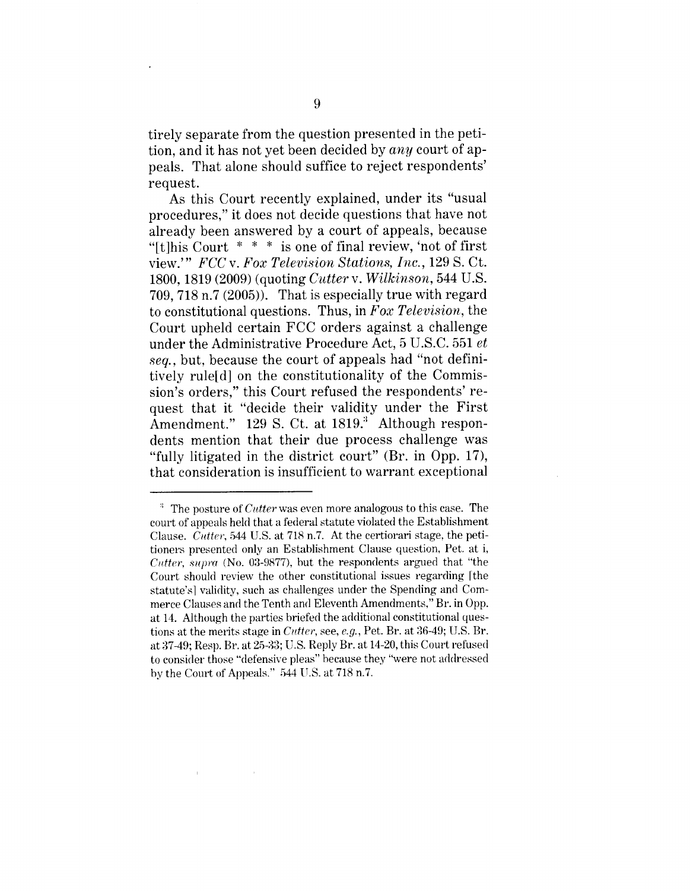tirely separate from the question presented in the petition, and it has not yet been decided by *any* court of appeals. That alone should suffice to reject respondents' request.

As this Court recently explained, under its "usual procedures," it does not decide questions that have not already been answered by a court of appeals, because "[t]his Court * * * is one of final review, 'not of first view.'" *FCC* v. *Fox Television Stations, Inc.*, 129 S. Ct. 1800, 1819 (2009) (quoting *Cutter* v. *Wilkinson*, 544 U.S. 709, 718 n.7 (2005)). That is especially true with regard to constitutional questions. Thus, in *Fox Television*, the Court upheld certain FCC orders against a challenge under the Administrative Procedure Act, 5 U.S.C. 551 *et seq.*, but, because the court of appeals had "not definitively rule[d] on the constitutionality of the Commission's orders," this Court refused the respondents' request that it "decide their validity under the First Amendment." 129 S. Ct. at 1819.[3] Although respondents mention that their due process challenge was "fully litigated in the district court" (Br. in Opp. 17), that consideration is insufficient to warrant exceptional

---

[3] The posture of *Cutter* was even more analogous to this case. The court of appeals held that a federal statute violated the Establishment Clause. *Cutter*, 544 U.S. at 718 n.7. At the certiorari stage, the petitioners presented only an Establishment Clause question, Pet. at i, *Cutter*, *supra* (No. 03-9877), but the respondents argued that "the Court should review the other constitutional issues regarding [the statute's] validity, such as challenges under the Spending and Commerce Clauses and the Tenth and Eleventh Amendments," Br. in Opp. at 14. Although the parties briefed the additional constitutional questions at the merits stage in *Cutter*, see, *e.g.*, Pet. Br. at 36-49; U.S. Br. at 37-49; Resp. Br. at 25-33; U.S. Reply Br. at 14-20, this Court refused to consider those "defensive pleas" because they "were not addressed by the Court of Appeals." 544 U.S. at 718 n.7.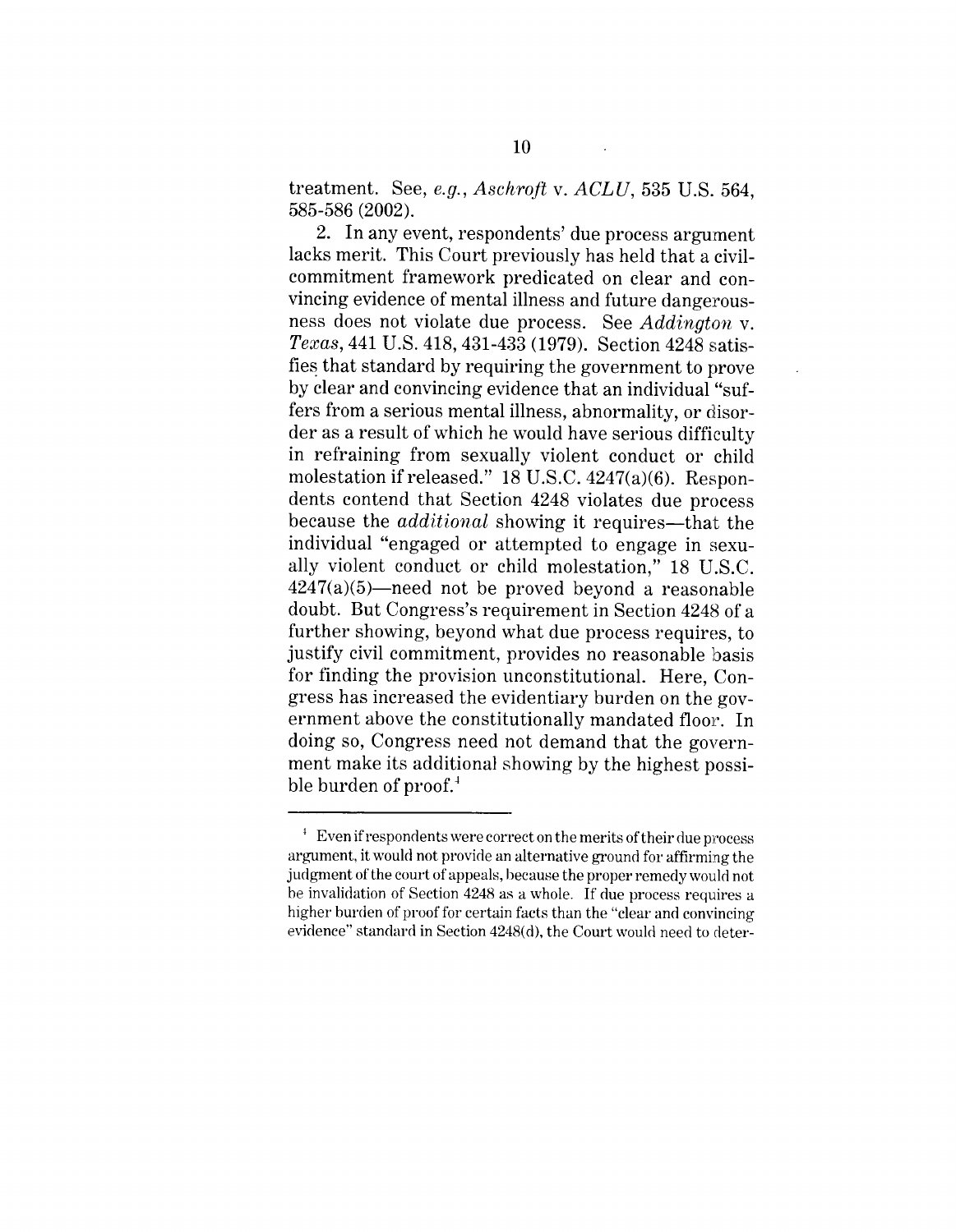treatment. See, *e.g.*, *Ashcroft* v. *ACLU*, 535 U.S. 564, 585-586 (2002).

2. In any event, respondents' due process argument lacks merit. This Court previously has held that a civil-commitment framework predicated on clear and convincing evidence of mental illness and future dangerousness does not violate due process. See *Addington* v. *Texas*, 441 U.S. 418, 431-433 (1979). Section 4248 satisfies that standard by requiring the government to prove by clear and convincing evidence that an individual "suffers from a serious mental illness, abnormality, or disorder as a result of which he would have serious difficulty in refraining from sexually violent conduct or child molestation if released." 18 U.S.C. 4247(a)(6). Respondents contend that Section 4248 violates due process because the *additional* showing it requires—that the individual "engaged or attempted to engage in sexually violent conduct or child molestation," 18 U.S.C. 4247(a)(5)—need not be proved beyond a reasonable doubt. But Congress's requirement in Section 4248 of a further showing, beyond what due process requires, to justify civil commitment, provides no reasonable basis for finding the provision unconstitutional. Here, Congress has increased the evidentiary burden on the government above the constitutionally mandated floor. In doing so, Congress need not demand that the government make its additional showing by the highest possible burden of proof.[4]

---

[4] Even if respondents were correct on the merits of their due process argument, it would not provide an alternative ground for affirming the judgment of the court of appeals, because the proper remedy would not be invalidation of Section 4248 as a whole. If due process requires a higher burden of proof for certain facts than the "clear and convincing evidence" standard in Section 4248(d), the Court would need to deter-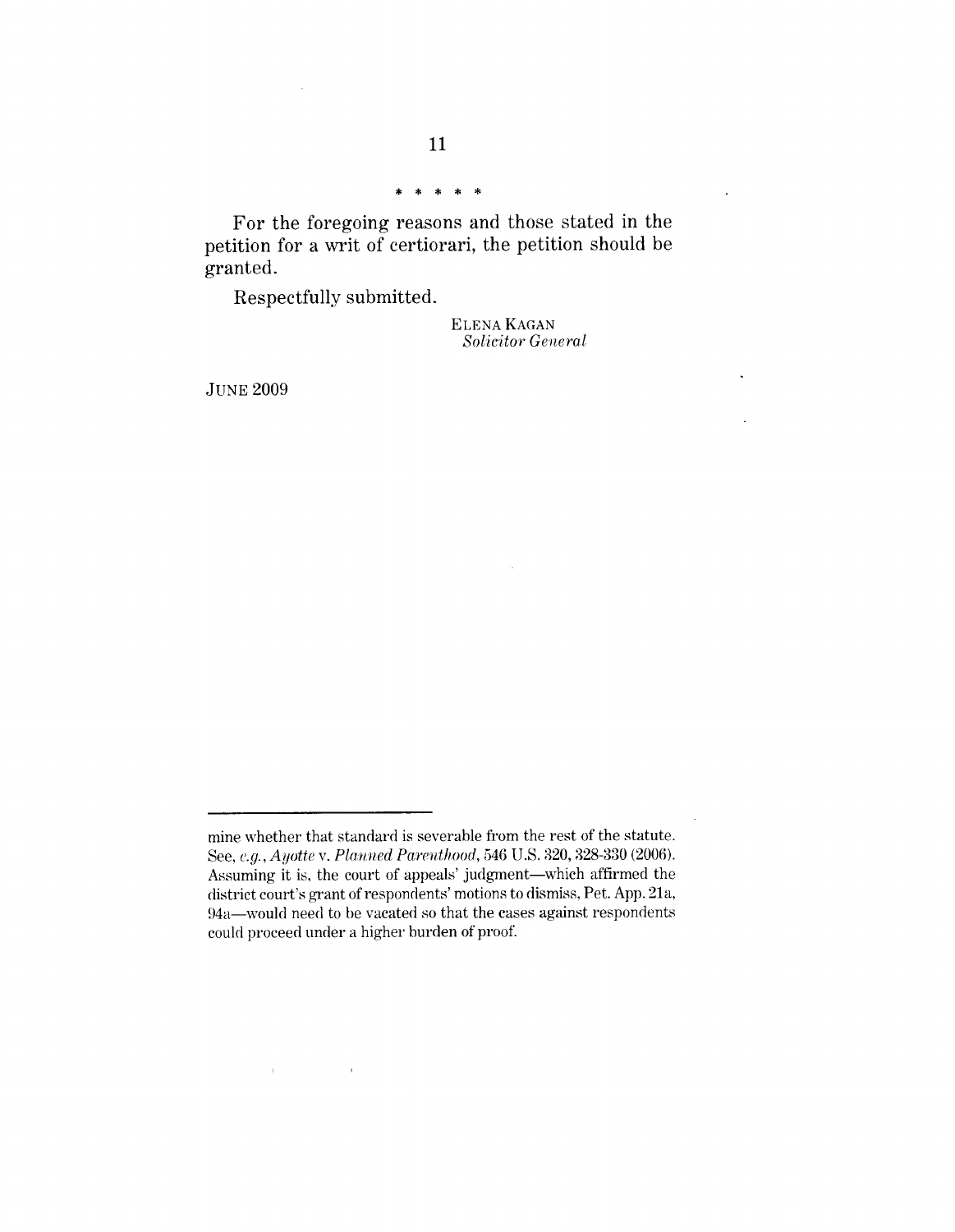\* \* \* \* \*

For the foregoing reasons and those stated in the petition for a writ of certiorari, the petition should be granted.

Respectfully submitted.

ELENA KAGAN
*Solicitor General*

JUNE 2009

---

mine whether that standard is severable from the rest of the statute. See, *e.g.*, *Ayotte* v. *Planned Parenthood*, 546 U.S. 320, 328-330 (2006). Assuming it is, the court of appeals' judgment—which affirmed the district court's grant of respondents' motions to dismiss, Pet. App. 21a, 94a—would need to be vacated so that the cases against respondents could proceed under a higher burden of proof.